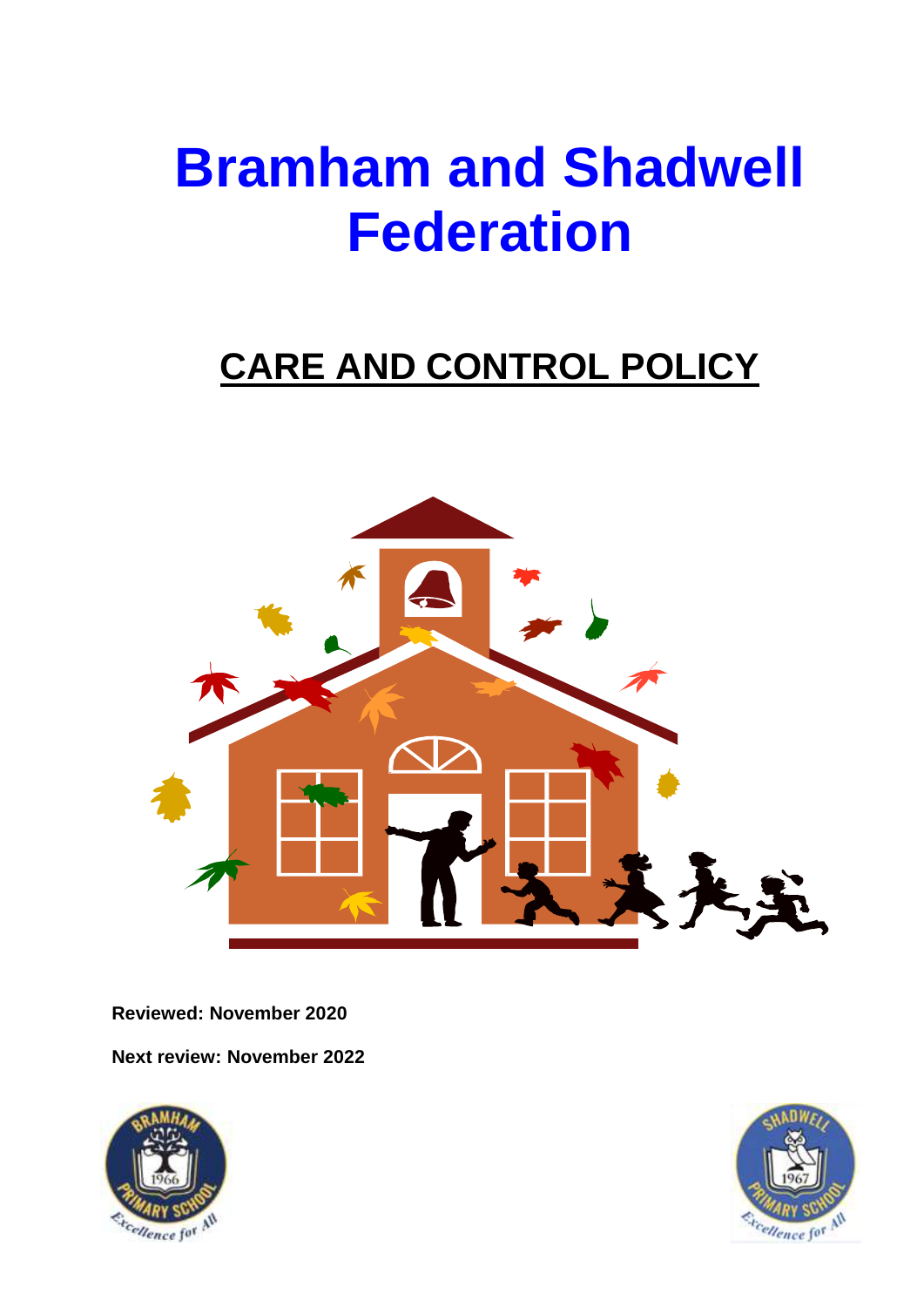# Bramham and Shadwell Federation

## CARE AND CONTROL POLICY

**Reviewed: November 2020**

**Next review: November 2022**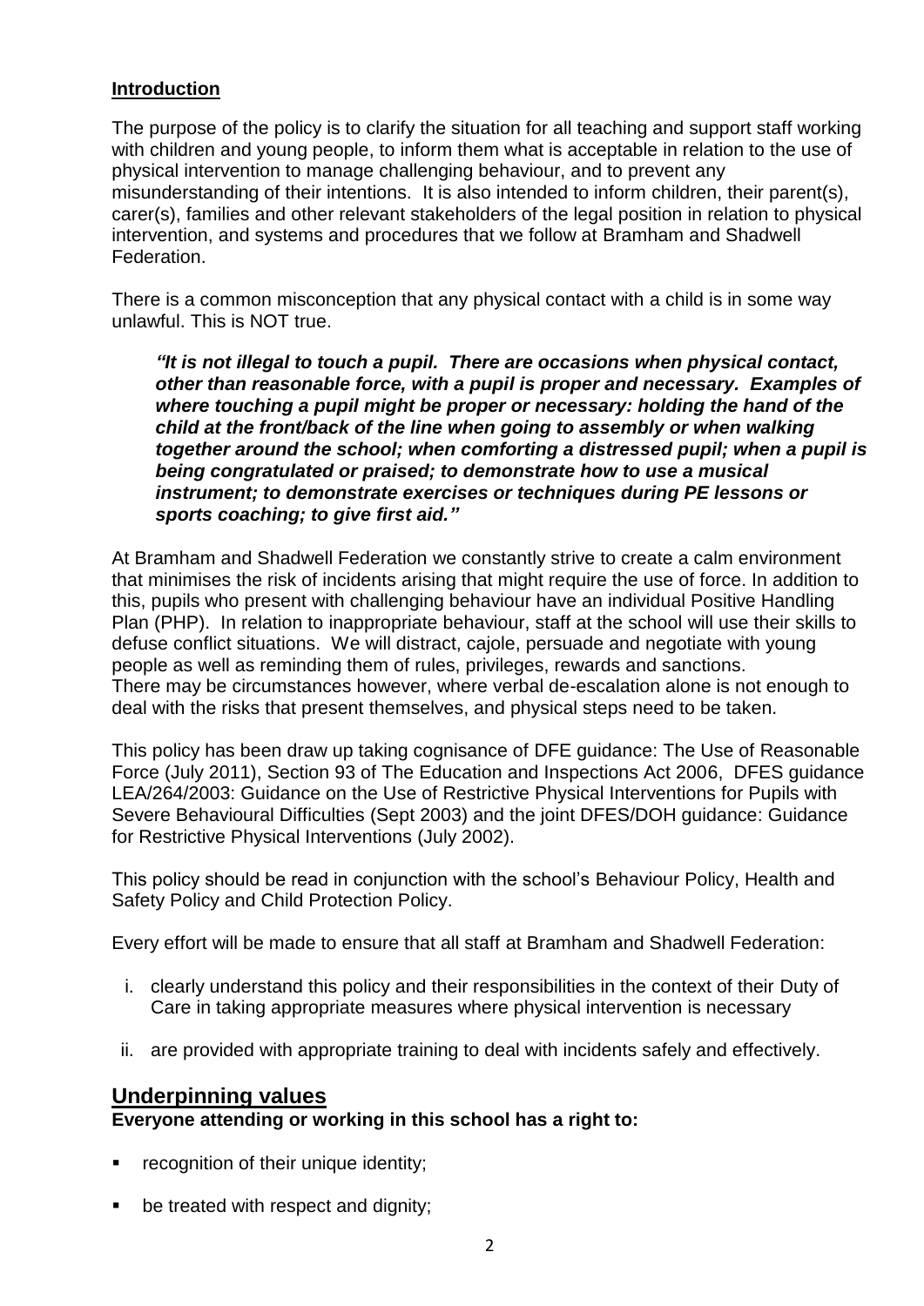## Introduction

The purpose of the policy is to clarify the situation for all teaching and support staff working with children and young people, to inform them what is acceptable in relation to the use of physical intervention to manage challenging behaviour, and to prevent any misunderstanding of their intentions. It is also intended to inform children, their parent(s), carer(s), families and other relevant stakeholders of the legal position in relation to physical intervention, and systems and procedures that we follow at Bramham and Shadwell Federation.

There is a common misconception that any physical contact with a child is in some way unlawful. This is NOT true.

> ***"It is not illegal to touch a pupil. There are occasions when physical contact, other than reasonable force, with a pupil is proper and necessary. Examples of where touching a pupil might be proper or necessary: holding the hand of the child at the front/back of the line when going to assembly or when walking together around the school; when comforting a distressed pupil; when a pupil is being congratulated or praised; to demonstrate how to use a musical instrument; to demonstrate exercises or techniques during PE lessons or sports coaching; to give first aid."***

At Bramham and Shadwell Federation we constantly strive to create a calm environment that minimises the risk of incidents arising that might require the use of force. In addition to this, pupils who present with challenging behaviour have an individual Positive Handling Plan (PHP). In relation to inappropriate behaviour, staff at the school will use their skills to defuse conflict situations. We will distract, cajole, persuade and negotiate with young people as well as reminding them of rules, privileges, rewards and sanctions.
There may be circumstances however, where verbal de-escalation alone is not enough to deal with the risks that present themselves, and physical steps need to be taken.

This policy has been draw up taking cognisance of DFE guidance: The Use of Reasonable Force (July 2011), Section 93 of The Education and Inspections Act 2006, DFES guidance LEA/264/2003: Guidance on the Use of Restrictive Physical Interventions for Pupils with Severe Behavioural Difficulties (Sept 2003) and the joint DFES/DOH guidance: Guidance for Restrictive Physical Interventions (July 2002).

This policy should be read in conjunction with the school's Behaviour Policy, Health and Safety Policy and Child Protection Policy.

Every effort will be made to ensure that all staff at Bramham and Shadwell Federation:

i. clearly understand this policy and their responsibilities in the context of their Duty of Care in taking appropriate measures where physical intervention is necessary

ii. are provided with appropriate training to deal with incidents safely and effectively.

## Underpinning values

**Everyone attending or working in this school has a right to:**

- recognition of their unique identity;
- be treated with respect and dignity;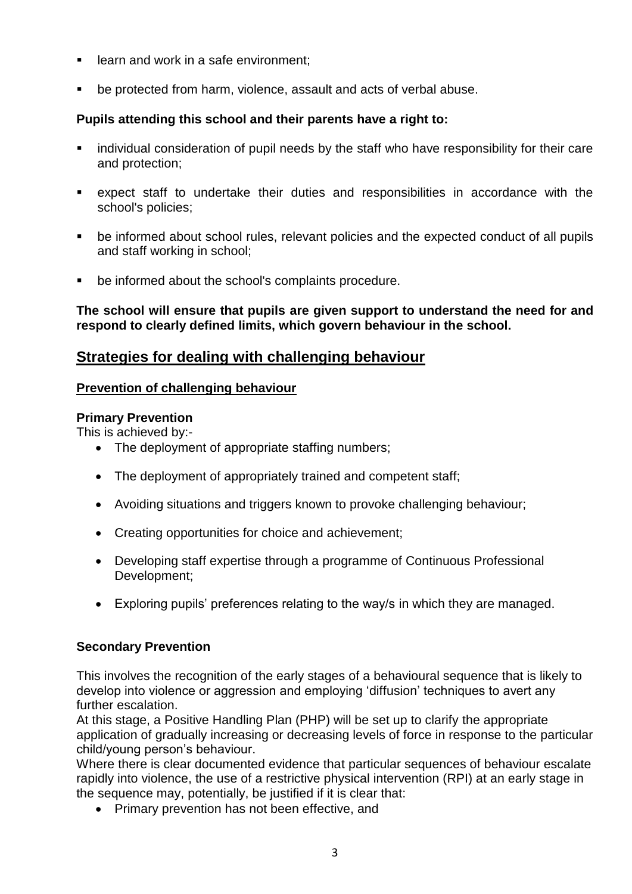- learn and work in a safe environment;
- be protected from harm, violence, assault and acts of verbal abuse.

**Pupils attending this school and their parents have a right to:**

- individual consideration of pupil needs by the staff who have responsibility for their care and protection;
- expect staff to undertake their duties and responsibilities in accordance with the school's policies;
- be informed about school rules, relevant policies and the expected conduct of all pupils and staff working in school;
- be informed about the school's complaints procedure.

**The school will ensure that pupils are given support to understand the need for and respond to clearly defined limits, which govern behaviour in the school.**

## Strategies for dealing with challenging behaviour

### Prevention of challenging behaviour

**Primary Prevention**

This is achieved by:-

- The deployment of appropriate staffing numbers;
- The deployment of appropriately trained and competent staff;
- Avoiding situations and triggers known to provoke challenging behaviour;
- Creating opportunities for choice and achievement;
- Developing staff expertise through a programme of Continuous Professional Development;
- Exploring pupils' preferences relating to the way/s in which they are managed.

**Secondary Prevention**

This involves the recognition of the early stages of a behavioural sequence that is likely to develop into violence or aggression and employing 'diffusion' techniques to avert any further escalation.

At this stage, a Positive Handling Plan (PHP) will be set up to clarify the appropriate application of gradually increasing or decreasing levels of force in response to the particular child/young person's behaviour.

Where there is clear documented evidence that particular sequences of behaviour escalate rapidly into violence, the use of a restrictive physical intervention (RPI) at an early stage in the sequence may, potentially, be justified if it is clear that:

- Primary prevention has not been effective, and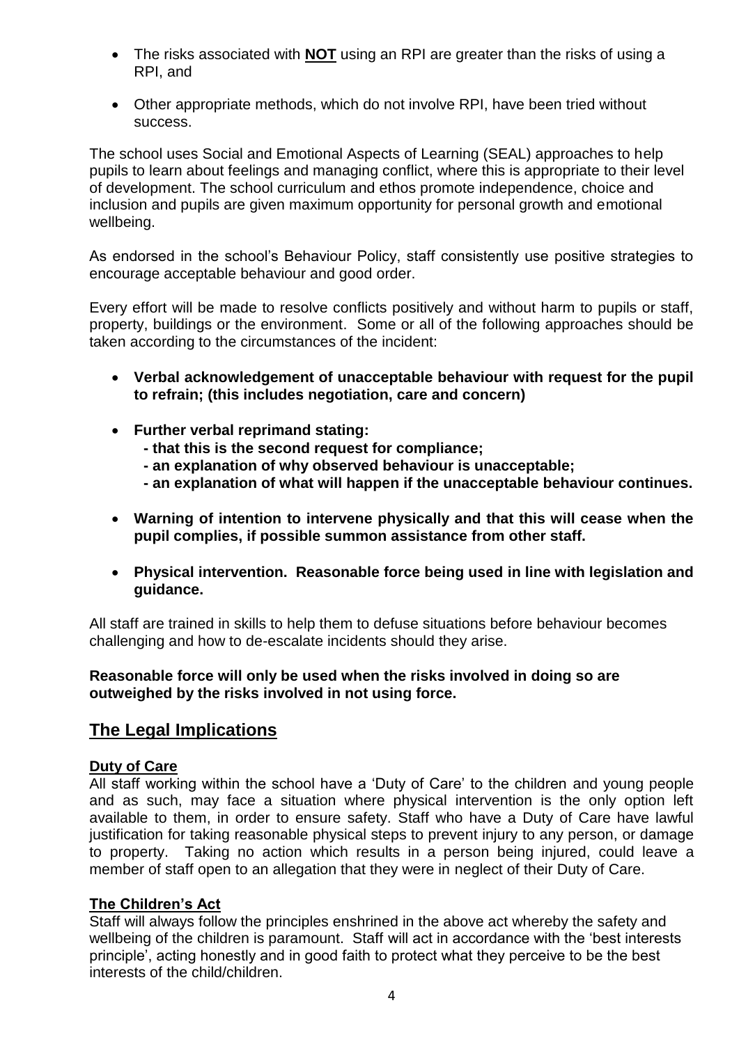- The risks associated with **NOT** using an RPI are greater than the risks of using a RPI, and

- Other appropriate methods, which do not involve RPI, have been tried without success.

The school uses Social and Emotional Aspects of Learning (SEAL) approaches to help pupils to learn about feelings and managing conflict, where this is appropriate to their level of development. The school curriculum and ethos promote independence, choice and inclusion and pupils are given maximum opportunity for personal growth and emotional wellbeing.

As endorsed in the school's Behaviour Policy, staff consistently use positive strategies to encourage acceptable behaviour and good order.

Every effort will be made to resolve conflicts positively and without harm to pupils or staff, property, buildings or the environment. Some or all of the following approaches should be taken according to the circumstances of the incident:

- **Verbal acknowledgement of unacceptable behaviour with request for the pupil to refrain; (this includes negotiation, care and concern)**

- **Further verbal reprimand stating:**
  - **- that this is the second request for compliance;**
  - **- an explanation of why observed behaviour is unacceptable;**
  - **- an explanation of what will happen if the unacceptable behaviour continues.**

- **Warning of intention to intervene physically and that this will cease when the pupil complies, if possible summon assistance from other staff.**

- **Physical intervention. Reasonable force being used in line with legislation and guidance.**

All staff are trained in skills to help them to defuse situations before behaviour becomes challenging and how to de-escalate incidents should they arise.

**Reasonable force will only be used when the risks involved in doing so are outweighed by the risks involved in not using force.**

## The Legal Implications

### Duty of Care

All staff working within the school have a 'Duty of Care' to the children and young people and as such, may face a situation where physical intervention is the only option left available to them, in order to ensure safety. Staff who have a Duty of Care have lawful justification for taking reasonable physical steps to prevent injury to any person, or damage to property. Taking no action which results in a person being injured, could leave a member of staff open to an allegation that they were in neglect of their Duty of Care.

### The Children's Act

Staff will always follow the principles enshrined in the above act whereby the safety and wellbeing of the children is paramount. Staff will act in accordance with the 'best interests principle', acting honestly and in good faith to protect what they perceive to be the best interests of the child/children.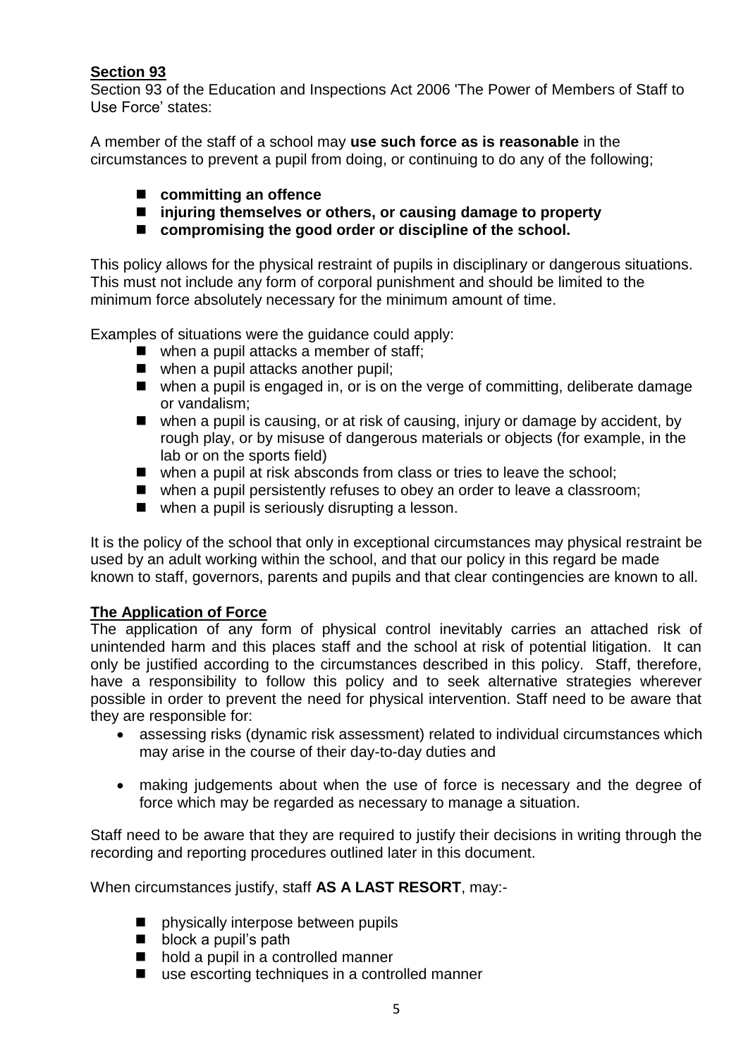**Section 93**

Section 93 of the Education and Inspections Act 2006 'The Power of Members of Staff to Use Force' states:

A member of the staff of a school may **use such force as is reasonable** in the circumstances to prevent a pupil from doing, or continuing to do any of the following;

- **committing an offence**
- **injuring themselves or others, or causing damage to property**
- **compromising the good order or discipline of the school.**

This policy allows for the physical restraint of pupils in disciplinary or dangerous situations. This must not include any form of corporal punishment and should be limited to the minimum force absolutely necessary for the minimum amount of time.

Examples of situations were the guidance could apply:

- when a pupil attacks a member of staff;
- when a pupil attacks another pupil;
- when a pupil is engaged in, or is on the verge of committing, deliberate damage or vandalism;
- when a pupil is causing, or at risk of causing, injury or damage by accident, by rough play, or by misuse of dangerous materials or objects (for example, in the lab or on the sports field)
- when a pupil at risk absconds from class or tries to leave the school;
- when a pupil persistently refuses to obey an order to leave a classroom;
- when a pupil is seriously disrupting a lesson.

It is the policy of the school that only in exceptional circumstances may physical restraint be used by an adult working within the school, and that our policy in this regard be made known to staff, governors, parents and pupils and that clear contingencies are known to all.

**The Application of Force**

The application of any form of physical control inevitably carries an attached risk of unintended harm and this places staff and the school at risk of potential litigation. It can only be justified according to the circumstances described in this policy. Staff, therefore, have a responsibility to follow this policy and to seek alternative strategies wherever possible in order to prevent the need for physical intervention. Staff need to be aware that they are responsible for:

- assessing risks (dynamic risk assessment) related to individual circumstances which may arise in the course of their day-to-day duties and
- making judgements about when the use of force is necessary and the degree of force which may be regarded as necessary to manage a situation.

Staff need to be aware that they are required to justify their decisions in writing through the recording and reporting procedures outlined later in this document.

When circumstances justify, staff **AS A LAST RESORT**, may:-

- physically interpose between pupils
- block a pupil's path
- hold a pupil in a controlled manner
- use escorting techniques in a controlled manner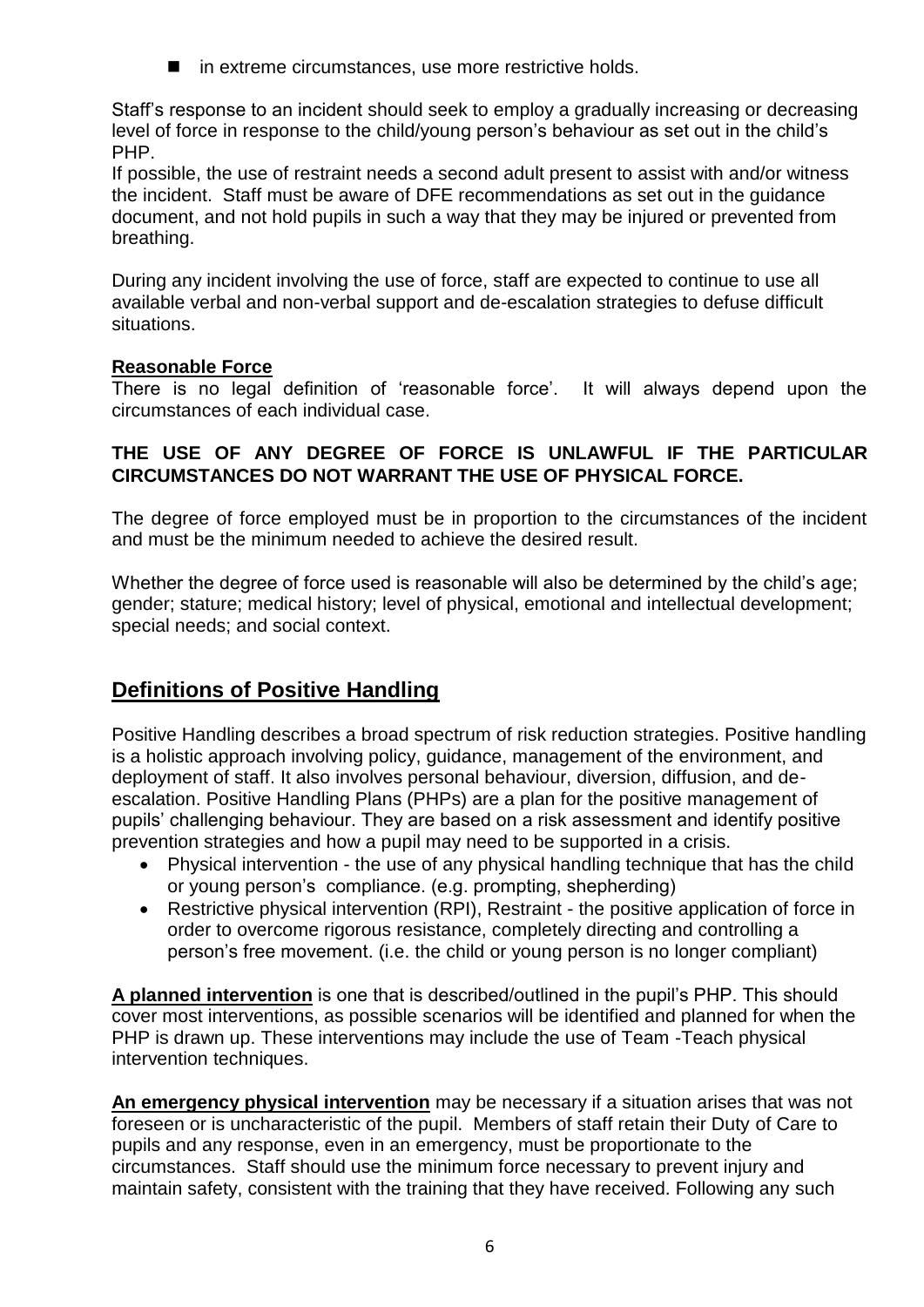- in extreme circumstances, use more restrictive holds.

Staff's response to an incident should seek to employ a gradually increasing or decreasing level of force in response to the child/young person's behaviour as set out in the child's PHP.
If possible, the use of restraint needs a second adult present to assist with and/or witness the incident. Staff must be aware of DFE recommendations as set out in the guidance document, and not hold pupils in such a way that they may be injured or prevented from breathing.

During any incident involving the use of force, staff are expected to continue to use all available verbal and non-verbal support and de-escalation strategies to defuse difficult situations.

**Reasonable Force**

There is no legal definition of 'reasonable force'. It will always depend upon the circumstances of each individual case.

**THE USE OF ANY DEGREE OF FORCE IS UNLAWFUL IF THE PARTICULAR CIRCUMSTANCES DO NOT WARRANT THE USE OF PHYSICAL FORCE.**

The degree of force employed must be in proportion to the circumstances of the incident and must be the minimum needed to achieve the desired result.

Whether the degree of force used is reasonable will also be determined by the child's age; gender; stature; medical history; level of physical, emotional and intellectual development; special needs; and social context.

## Definitions of Positive Handling

Positive Handling describes a broad spectrum of risk reduction strategies. Positive handling is a holistic approach involving policy, guidance, management of the environment, and deployment of staff. It also involves personal behaviour, diversion, diffusion, and de-escalation. Positive Handling Plans (PHPs) are a plan for the positive management of pupils' challenging behaviour. They are based on a risk assessment and identify positive prevention strategies and how a pupil may need to be supported in a crisis.

- Physical intervention - the use of any physical handling technique that has the child or young person's compliance. (e.g. prompting, shepherding)
- Restrictive physical intervention (RPI), Restraint - the positive application of force in order to overcome rigorous resistance, completely directing and controlling a person's free movement. (i.e. the child or young person is no longer compliant)

**A planned intervention** is one that is described/outlined in the pupil's PHP. This should cover most interventions, as possible scenarios will be identified and planned for when the PHP is drawn up. These interventions may include the use of Team -Teach physical intervention techniques.

**An emergency physical intervention** may be necessary if a situation arises that was not foreseen or is uncharacteristic of the pupil. Members of staff retain their Duty of Care to pupils and any response, even in an emergency, must be proportionate to the circumstances. Staff should use the minimum force necessary to prevent injury and maintain safety, consistent with the training that they have received. Following any such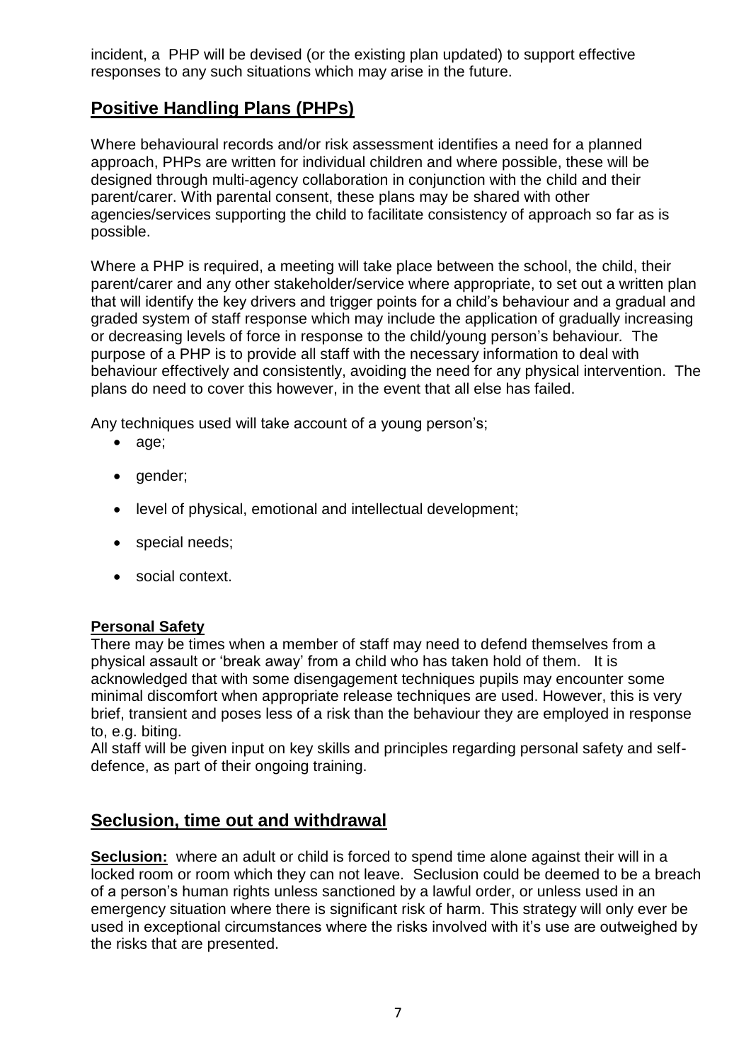incident, a PHP will be devised (or the existing plan updated) to support effective responses to any such situations which may arise in the future.

## Positive Handling Plans (PHPs)

Where behavioural records and/or risk assessment identifies a need for a planned approach, PHPs are written for individual children and where possible, these will be designed through multi-agency collaboration in conjunction with the child and their parent/carer. With parental consent, these plans may be shared with other agencies/services supporting the child to facilitate consistency of approach so far as is possible.

Where a PHP is required, a meeting will take place between the school, the child, their parent/carer and any other stakeholder/service where appropriate, to set out a written plan that will identify the key drivers and trigger points for a child's behaviour and a gradual and graded system of staff response which may include the application of gradually increasing or decreasing levels of force in response to the child/young person's behaviour*.* The purpose of a PHP is to provide all staff with the necessary information to deal with behaviour effectively and consistently, avoiding the need for any physical intervention. The plans do need to cover this however, in the event that all else has failed.

Any techniques used will take account of a young person's;

- age;
- gender;
- level of physical, emotional and intellectual development;
- special needs;
- social context.

### Personal Safety

There may be times when a member of staff may need to defend themselves from a physical assault or 'break away' from a child who has taken hold of them. It is acknowledged that with some disengagement techniques pupils may encounter some minimal discomfort when appropriate release techniques are used. However, this is very brief, transient and poses less of a risk than the behaviour they are employed in response to, e.g. biting.

All staff will be given input on key skills and principles regarding personal safety and self-defence, as part of their ongoing training.

## Seclusion, time out and withdrawal

**Seclusion:** where an adult or child is forced to spend time alone against their will in a locked room or room which they can not leave. Seclusion could be deemed to be a breach of a person's human rights unless sanctioned by a lawful order, or unless used in an emergency situation where there is significant risk of harm. This strategy will only ever be used in exceptional circumstances where the risks involved with it's use are outweighed by the risks that are presented.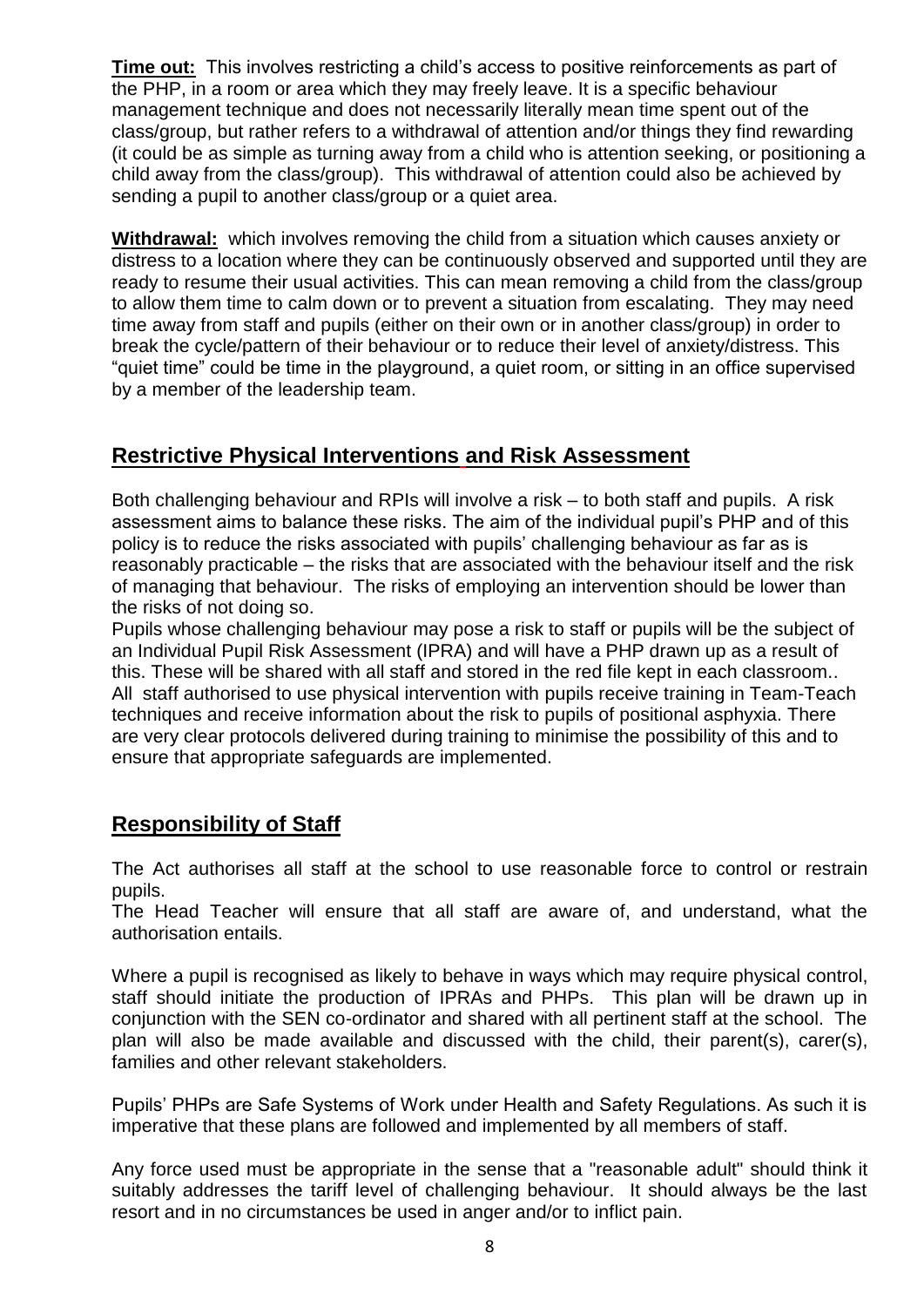**Time out:** This involves restricting a child's access to positive reinforcements as part of the PHP, in a room or area which they may freely leave. It is a specific behaviour management technique and does not necessarily literally mean time spent out of the class/group, but rather refers to a withdrawal of attention and/or things they find rewarding (it could be as simple as turning away from a child who is attention seeking, or positioning a child away from the class/group). This withdrawal of attention could also be achieved by sending a pupil to another class/group or a quiet area.

**Withdrawal:** which involves removing the child from a situation which causes anxiety or distress to a location where they can be continuously observed and supported until they are ready to resume their usual activities. This can mean removing a child from the class/group to allow them time to calm down or to prevent a situation from escalating. They may need time away from staff and pupils (either on their own or in another class/group) in order to break the cycle/pattern of their behaviour or to reduce their level of anxiety/distress. This "quiet time" could be time in the playground, a quiet room, or sitting in an office supervised by a member of the leadership team.

## Restrictive Physical Interventions and Risk Assessment

Both challenging behaviour and RPIs will involve a risk – to both staff and pupils. A risk assessment aims to balance these risks. The aim of the individual pupil's PHP and of this policy is to reduce the risks associated with pupils' challenging behaviour as far as is reasonably practicable – the risks that are associated with the behaviour itself and the risk of managing that behaviour. The risks of employing an intervention should be lower than the risks of not doing so.

Pupils whose challenging behaviour may pose a risk to staff or pupils will be the subject of an Individual Pupil Risk Assessment (IPRA) and will have a PHP drawn up as a result of this. These will be shared with all staff and stored in the red file kept in each classroom.. All staff authorised to use physical intervention with pupils receive training in Team-Teach techniques and receive information about the risk to pupils of positional asphyxia. There are very clear protocols delivered during training to minimise the possibility of this and to ensure that appropriate safeguards are implemented.

## Responsibility of Staff

The Act authorises all staff at the school to use reasonable force to control or restrain pupils.

The Head Teacher will ensure that all staff are aware of, and understand, what the authorisation entails.

Where a pupil is recognised as likely to behave in ways which may require physical control, staff should initiate the production of IPRAs and PHPs. This plan will be drawn up in conjunction with the SEN co-ordinator and shared with all pertinent staff at the school. The plan will also be made available and discussed with the child, their parent(s), carer(s), families and other relevant stakeholders.

Pupils' PHPs are Safe Systems of Work under Health and Safety Regulations. As such it is imperative that these plans are followed and implemented by all members of staff.

Any force used must be appropriate in the sense that a "reasonable adult" should think it suitably addresses the tariff level of challenging behaviour. It should always be the last resort and in no circumstances be used in anger and/or to inflict pain.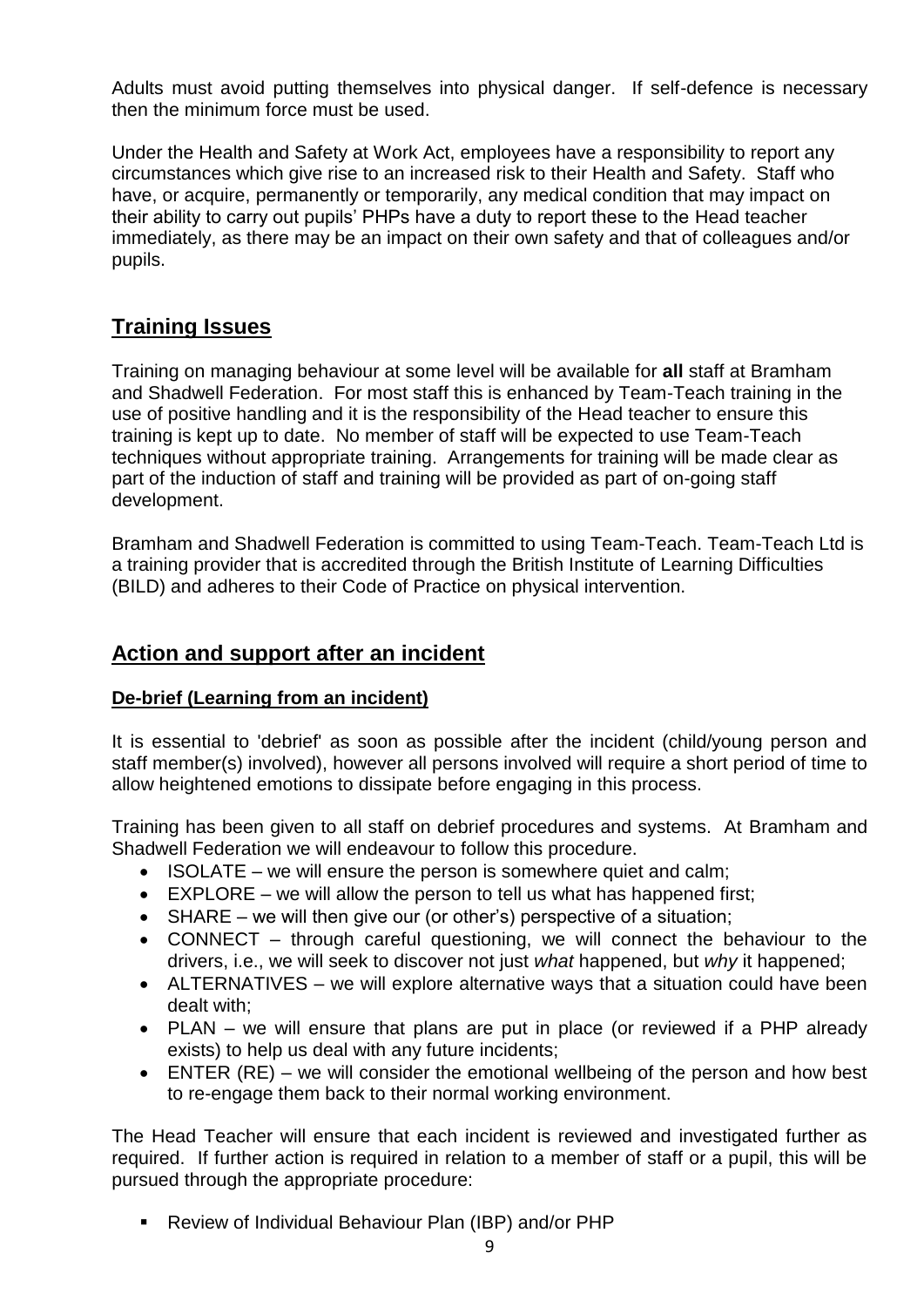Adults must avoid putting themselves into physical danger. If self-defence is necessary then the minimum force must be used.

Under the Health and Safety at Work Act, employees have a responsibility to report any circumstances which give rise to an increased risk to their Health and Safety. Staff who have, or acquire, permanently or temporarily, any medical condition that may impact on their ability to carry out pupils' PHPs have a duty to report these to the Head teacher immediately, as there may be an impact on their own safety and that of colleagues and/or pupils.

## Training Issues

Training on managing behaviour at some level will be available for **all** staff at Bramham and Shadwell Federation. For most staff this is enhanced by Team-Teach training in the use of positive handling and it is the responsibility of the Head teacher to ensure this training is kept up to date. No member of staff will be expected to use Team-Teach techniques without appropriate training. Arrangements for training will be made clear as part of the induction of staff and training will be provided as part of on-going staff development.

Bramham and Shadwell Federation is committed to using Team-Teach. Team-Teach Ltd is a training provider that is accredited through the British Institute of Learning Difficulties (BILD) and adheres to their Code of Practice on physical intervention.

## Action and support after an incident

### De-brief (Learning from an incident)

It is essential to 'debrief' as soon as possible after the incident (child/young person and staff member(s) involved), however all persons involved will require a short period of time to allow heightened emotions to dissipate before engaging in this process.

Training has been given to all staff on debrief procedures and systems. At Bramham and Shadwell Federation we will endeavour to follow this procedure.

- ISOLATE – we will ensure the person is somewhere quiet and calm;
- EXPLORE – we will allow the person to tell us what has happened first;
- SHARE – we will then give our (or other's) perspective of a situation;
- CONNECT – through careful questioning, we will connect the behaviour to the drivers, i.e., we will seek to discover not just *what* happened, but *why* it happened;
- ALTERNATIVES – we will explore alternative ways that a situation could have been dealt with;
- PLAN – we will ensure that plans are put in place (or reviewed if a PHP already exists) to help us deal with any future incidents;
- ENTER (RE) – we will consider the emotional wellbeing of the person and how best to re-engage them back to their normal working environment.

The Head Teacher will ensure that each incident is reviewed and investigated further as required. If further action is required in relation to a member of staff or a pupil, this will be pursued through the appropriate procedure:

- Review of Individual Behaviour Plan (IBP) and/or PHP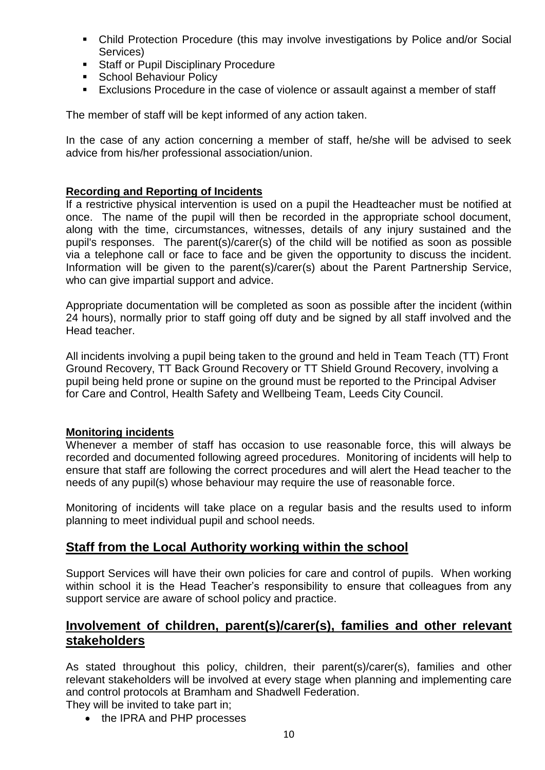- Child Protection Procedure (this may involve investigations by Police and/or Social Services)
- Staff or Pupil Disciplinary Procedure
- School Behaviour Policy
- Exclusions Procedure in the case of violence or assault against a member of staff

The member of staff will be kept informed of any action taken.

In the case of any action concerning a member of staff, he/she will be advised to seek advice from his/her professional association/union.

**Recording and Reporting of Incidents**

If a restrictive physical intervention is used on a pupil the Headteacher must be notified at once. The name of the pupil will then be recorded in the appropriate school document, along with the time, circumstances, witnesses, details of any injury sustained and the pupil's responses. The parent(s)/carer(s) of the child will be notified as soon as possible via a telephone call or face to face and be given the opportunity to discuss the incident. Information will be given to the parent(s)/carer(s) about the Parent Partnership Service, who can give impartial support and advice.

Appropriate documentation will be completed as soon as possible after the incident (within 24 hours), normally prior to staff going off duty and be signed by all staff involved and the Head teacher.

All incidents involving a pupil being taken to the ground and held in Team Teach (TT) Front Ground Recovery, TT Back Ground Recovery or TT Shield Ground Recovery, involving a pupil being held prone or supine on the ground must be reported to the Principal Adviser for Care and Control, Health Safety and Wellbeing Team, Leeds City Council.

**Monitoring incidents**

Whenever a member of staff has occasion to use reasonable force, this will always be recorded and documented following agreed procedures. Monitoring of incidents will help to ensure that staff are following the correct procedures and will alert the Head teacher to the needs of any pupil(s) whose behaviour may require the use of reasonable force.

Monitoring of incidents will take place on a regular basis and the results used to inform planning to meet individual pupil and school needs.

## Staff from the Local Authority working within the school

Support Services will have their own policies for care and control of pupils. When working within school it is the Head Teacher's responsibility to ensure that colleagues from any support service are aware of school policy and practice.

## Involvement of children, parent(s)/carer(s), families and other relevant stakeholders

As stated throughout this policy, children, their parent(s)/carer(s), families and other relevant stakeholders will be involved at every stage when planning and implementing care and control protocols at Bramham and Shadwell Federation.

They will be invited to take part in;

- the IPRA and PHP processes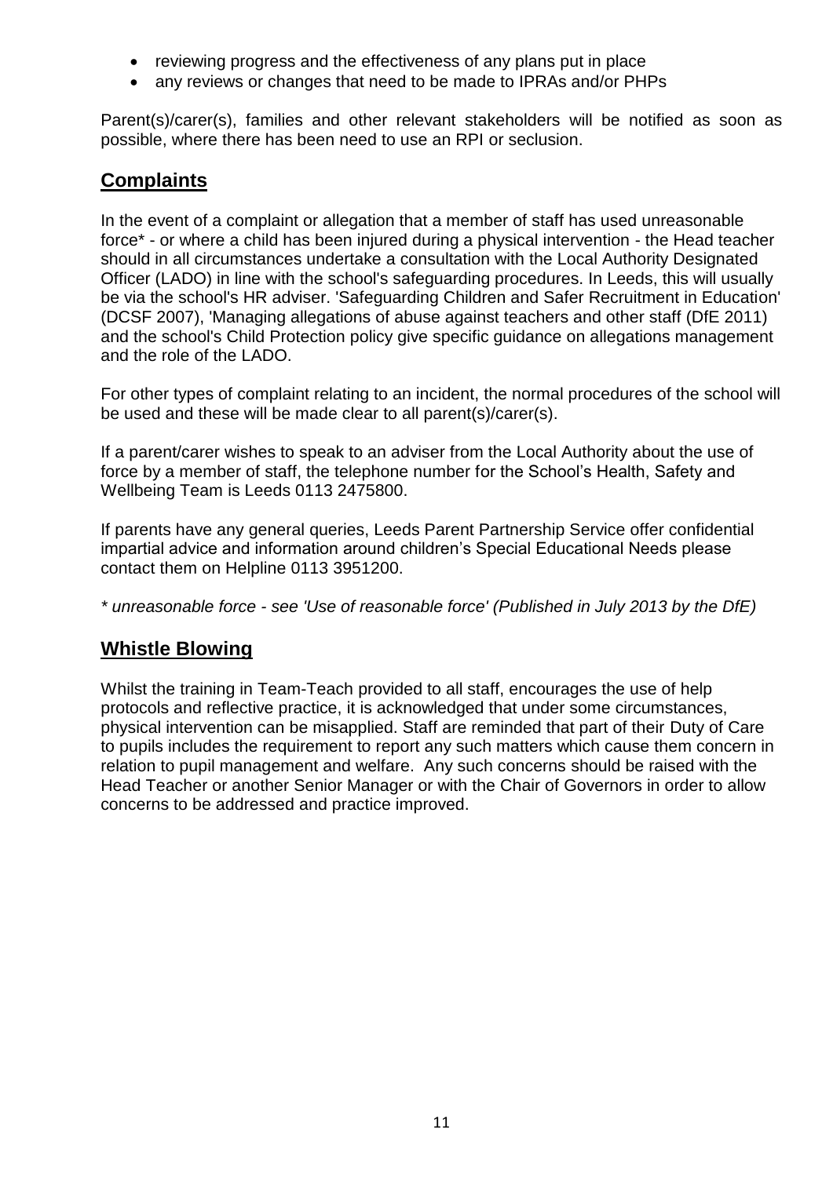- reviewing progress and the effectiveness of any plans put in place
- any reviews or changes that need to be made to IPRAs and/or PHPs

Parent(s)/carer(s), families and other relevant stakeholders will be notified as soon as possible, where there has been need to use an RPI or seclusion.

## Complaints

In the event of a complaint or allegation that a member of staff has used unreasonable force* - or where a child has been injured during a physical intervention - the Head teacher should in all circumstances undertake a consultation with the Local Authority Designated Officer (LADO) in line with the school's safeguarding procedures. In Leeds, this will usually be via the school's HR adviser. 'Safeguarding Children and Safer Recruitment in Education' (DCSF 2007), 'Managing allegations of abuse against teachers and other staff (DfE 2011) and the school's Child Protection policy give specific guidance on allegations management and the role of the LADO.

For other types of complaint relating to an incident, the normal procedures of the school will be used and these will be made clear to all parent(s)/carer(s).

If a parent/carer wishes to speak to an adviser from the Local Authority about the use of force by a member of staff, the telephone number for the School's Health, Safety and Wellbeing Team is Leeds 0113 2475800.

If parents have any general queries, Leeds Parent Partnership Service offer confidential impartial advice and information around children's Special Educational Needs please contact them on Helpline 0113 3951200.

*\* unreasonable force - see 'Use of reasonable force' (Published in July 2013 by the DfE)*

## Whistle Blowing

Whilst the training in Team-Teach provided to all staff, encourages the use of help protocols and reflective practice, it is acknowledged that under some circumstances, physical intervention can be misapplied. Staff are reminded that part of their Duty of Care to pupils includes the requirement to report any such matters which cause them concern in relation to pupil management and welfare. Any such concerns should be raised with the Head Teacher or another Senior Manager or with the Chair of Governors in order to allow concerns to be addressed and practice improved.